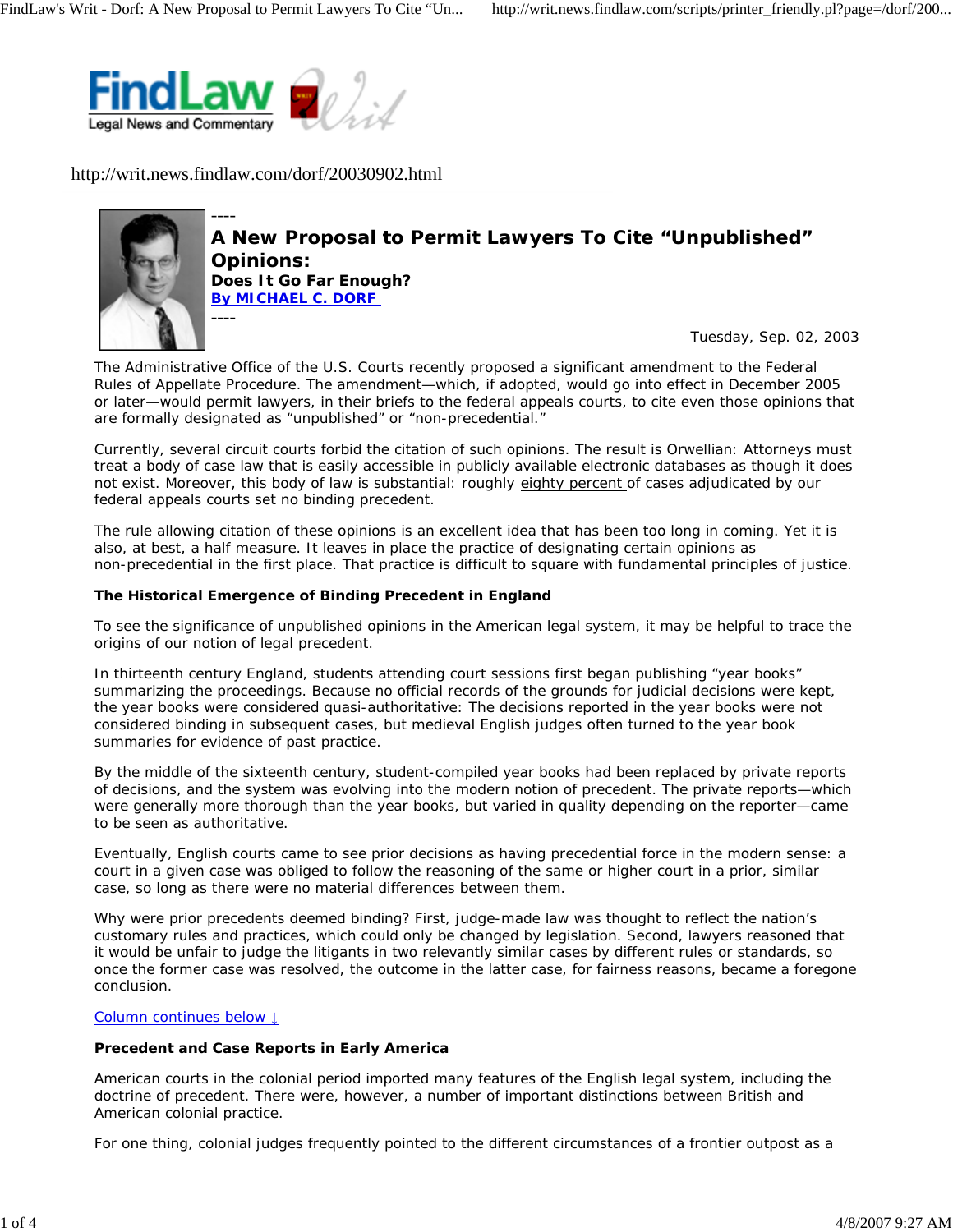http://writ.news.findlaw.com/dorf/20030902.html

----

# A New Proposal to Permit Lawyers To Cite "Unpublished" Opinions:

**Does It Go Far Enough?**

**By MICHAEL C. DORF**

----

Tuesday, Sep. 02, 2003

The Administrative Office of the U.S. Courts recently proposed a significant amendment to the Federal Rules of Appellate Procedure. The amendment—which, if adopted, would go into effect in December 2005 or later—would permit lawyers, in their briefs to the federal appeals courts, to cite even those opinions that are formally designated as "unpublished" or "non-precedential."

Currently, several circuit courts forbid the citation of such opinions. The result is Orwellian: Attorneys must treat a body of case law that is easily accessible in publicly available electronic databases as though it does not exist. Moreover, this body of law is substantial: roughly eighty percent of cases adjudicated by our federal appeals courts set no binding precedent.

The rule allowing citation of these opinions is an excellent idea that has been too long in coming. Yet it is also, at best, a half measure. It leaves in place the practice of designating certain opinions as non-precedential in the first place. That practice is difficult to square with fundamental principles of justice.

**The Historical Emergence of Binding Precedent in England**

To see the significance of unpublished opinions in the American legal system, it may be helpful to trace the origins of our notion of legal precedent.

In thirteenth century England, students attending court sessions first began publishing "year books" summarizing the proceedings. Because no official records of the grounds for judicial decisions were kept, the year books were considered quasi-authoritative: The decisions reported in the year books were not considered binding in subsequent cases, but medieval English judges often turned to the year book summaries for evidence of past practice.

By the middle of the sixteenth century, student-compiled year books had been replaced by private reports of decisions, and the system was evolving into the modern notion of precedent. The private reports—which were generally more thorough than the year books, but varied in quality depending on the reporter—came to be seen as authoritative.

Eventually, English courts came to see prior decisions as having precedential force in the modern sense: a court in a given case was obliged to follow the reasoning of the same or higher court in a prior, similar case, so long as there were no material differences between them.

Why were prior precedents deemed binding? First, judge-made law was thought to reflect the nation's customary rules and practices, which could only be changed by legislation. Second, lawyers reasoned that it would be unfair to judge the litigants in two relevantly similar cases by different rules or standards, so once the former case was resolved, the outcome in the latter case, for fairness reasons, became a foregone conclusion.

Column continues below ↓

**Precedent and Case Reports in Early America**

American courts in the colonial period imported many features of the English legal system, including the doctrine of precedent. There were, however, a number of important distinctions between British and American colonial practice.

For one thing, colonial judges frequently pointed to the different circumstances of a frontier outpost as a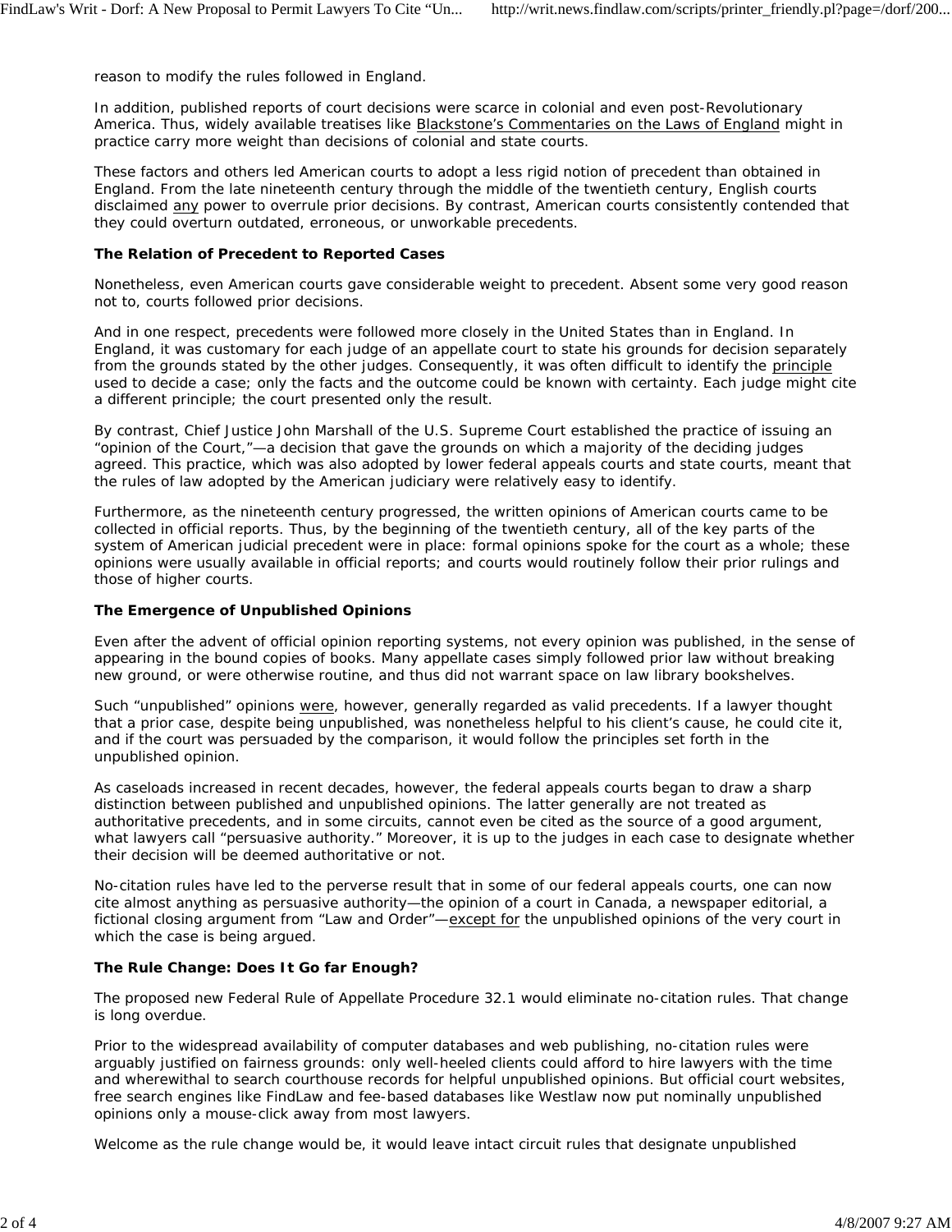reason to modify the rules followed in England.

In addition, published reports of court decisions were scarce in colonial and even post-Revolutionary America. Thus, widely available treatises like Blackstone's Commentaries on the Laws of England might in practice carry more weight than decisions of colonial and state courts.

These factors and others led American courts to adopt a less rigid notion of precedent than obtained in England. From the late nineteenth century through the middle of the twentieth century, English courts disclaimed any power to overrule prior decisions. By contrast, American courts consistently contended that they could overturn outdated, erroneous, or unworkable precedents.

**The Relation of Precedent to Reported Cases**

Nonetheless, even American courts gave considerable weight to precedent. Absent some very good reason not to, courts followed prior decisions.

And in one respect, precedents were followed more closely in the United States than in England. In England, it was customary for each judge of an appellate court to state his grounds for decision separately from the grounds stated by the other judges. Consequently, it was often difficult to identify the principle used to decide a case; only the facts and the outcome could be known with certainty. Each judge might cite a different principle; the court presented only the result.

By contrast, Chief Justice John Marshall of the U.S. Supreme Court established the practice of issuing an "opinion of the Court,"—a decision that gave the grounds on which a majority of the deciding judges agreed. This practice, which was also adopted by lower federal appeals courts and state courts, meant that the rules of law adopted by the American judiciary were relatively easy to identify.

Furthermore, as the nineteenth century progressed, the written opinions of American courts came to be collected in official reports. Thus, by the beginning of the twentieth century, all of the key parts of the system of American judicial precedent were in place: formal opinions spoke for the court as a whole; these opinions were usually available in official reports; and courts would routinely follow their prior rulings and those of higher courts.

**The Emergence of Unpublished Opinions**

Even after the advent of official opinion reporting systems, not every opinion was published, in the sense of appearing in the bound copies of books. Many appellate cases simply followed prior law without breaking new ground, or were otherwise routine, and thus did not warrant space on law library bookshelves.

Such "unpublished" opinions were, however, generally regarded as valid precedents. If a lawyer thought that a prior case, despite being unpublished, was nonetheless helpful to his client's cause, he could cite it, and if the court was persuaded by the comparison, it would follow the principles set forth in the unpublished opinion.

As caseloads increased in recent decades, however, the federal appeals courts began to draw a sharp distinction between published and unpublished opinions. The latter generally are not treated as authoritative precedents, and in some circuits, cannot even be cited as the source of a good argument, what lawyers call "persuasive authority." Moreover, it is up to the judges in each case to designate whether their decision will be deemed authoritative or not.

No-citation rules have led to the perverse result that in some of our federal appeals courts, one can now cite almost anything as persuasive authority—the opinion of a court in Canada, a newspaper editorial, a fictional closing argument from "Law and Order"—except for the unpublished opinions of the very court in which the case is being argued.

**The Rule Change: Does It Go far Enough?**

The proposed new Federal Rule of Appellate Procedure 32.1 would eliminate no-citation rules. That change is long overdue.

Prior to the widespread availability of computer databases and web publishing, no-citation rules were arguably justified on fairness grounds: only well-heeled clients could afford to hire lawyers with the time and wherewithal to search courthouse records for helpful unpublished opinions. But official court websites, free search engines like FindLaw and fee-based databases like Westlaw now put nominally unpublished opinions only a mouse-click away from most lawyers.

Welcome as the rule change would be, it would leave intact circuit rules that designate unpublished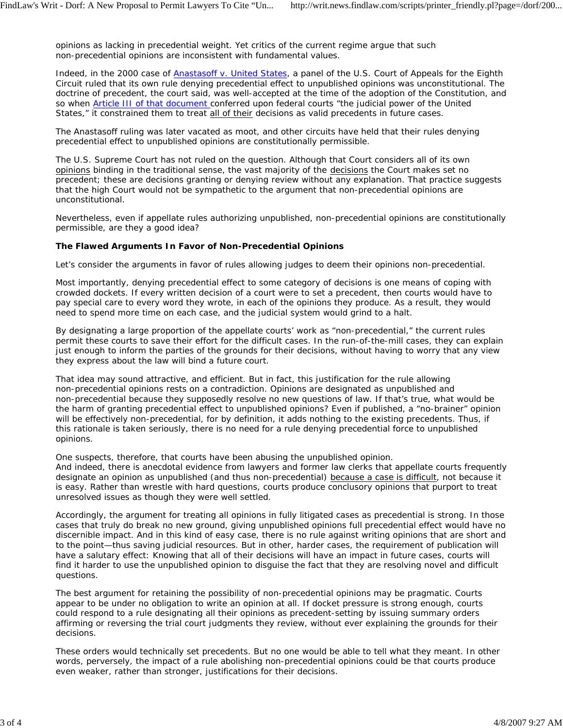opinions as lacking in precedential weight. Yet critics of the current regime argue that such non-precedential opinions are inconsistent with fundamental values.

Indeed, in the 2000 case of Anastasoff v. United States, a panel of the U.S. Court of Appeals for the Eighth Circuit ruled that its own rule denying precedential effect to unpublished opinions was unconstitutional. The doctrine of precedent, the court said, was well-accepted at the time of the adoption of the Constitution, and so when Article III of that document conferred upon federal courts "the judicial power of the United States," it constrained them to treat all of their decisions as valid precedents in future cases.

The Anastasoff ruling was later vacated as moot, and other circuits have held that their rules denying precedential effect to unpublished opinions are constitutionally permissible.

The U.S. Supreme Court has not ruled on the question. Although that Court considers all of its own opinions binding in the traditional sense, the vast majority of the decisions the Court makes set no precedent; these are decisions granting or denying review without any explanation. That practice suggests that the high Court would not be sympathetic to the argument that non-precedential opinions are unconstitutional.

Nevertheless, even if appellate rules authorizing unpublished, non-precedential opinions are constitutionally permissible, are they a good idea?

**The Flawed Arguments In Favor of Non-Precedential Opinions**

Let's consider the arguments in favor of rules allowing judges to deem their opinions non-precedential.

Most importantly, denying precedential effect to some category of decisions is one means of coping with crowded dockets. If every written decision of a court were to set a precedent, then courts would have to pay special care to every word they wrote, in each of the opinions they produce. As a result, they would need to spend more time on each case, and the judicial system would grind to a halt.

By designating a large proportion of the appellate courts' work as "non-precedential," the current rules permit these courts to save their effort for the difficult cases. In the run-of-the-mill cases, they can explain just enough to inform the parties of the grounds for their decisions, without having to worry that any view they express about the law will bind a future court.

That idea may sound attractive, and efficient. But in fact, this justification for the rule allowing non-precedential opinions rests on a contradiction. Opinions are designated as unpublished and non-precedential because they supposedly resolve no new questions of law. If that's true, what would be the harm of granting precedential effect to unpublished opinions? Even if published, a "no-brainer" opinion will be effectively non-precedential, for by definition, it adds nothing to the existing precedents. Thus, if this rationale is taken seriously, there is no need for a rule denying precedential force to unpublished opinions.

One suspects, therefore, that courts have been abusing the unpublished opinion.
And indeed, there is anecdotal evidence from lawyers and former law clerks that appellate courts frequently designate an opinion as unpublished (and thus non-precedential) because a case is difficult, not because it is easy. Rather than wrestle with hard questions, courts produce conclusory opinions that purport to treat unresolved issues as though they were well settled.

Accordingly, the argument for treating all opinions in fully litigated cases as precedential is strong. In those cases that truly do break no new ground, giving unpublished opinions full precedential effect would have no discernible impact. And in this kind of easy case, there is no rule against writing opinions that are short and to the point—thus saving judicial resources. But in other, harder cases, the requirement of publication will have a salutary effect: Knowing that all of their decisions will have an impact in future cases, courts will find it harder to use the unpublished opinion to disguise the fact that they are resolving novel and difficult questions.

The best argument for retaining the possibility of non-precedential opinions may be pragmatic. Courts appear to be under no obligation to write an opinion at all. If docket pressure is strong enough, courts could respond to a rule designating all their opinions as precedent-setting by issuing summary orders affirming or reversing the trial court judgments they review, without ever explaining the grounds for their decisions.

These orders would technically set precedents. But no one would be able to tell what they meant. In other words, perversely, the impact of a rule abolishing non-precedential opinions could be that courts produce even weaker, rather than stronger, justifications for their decisions.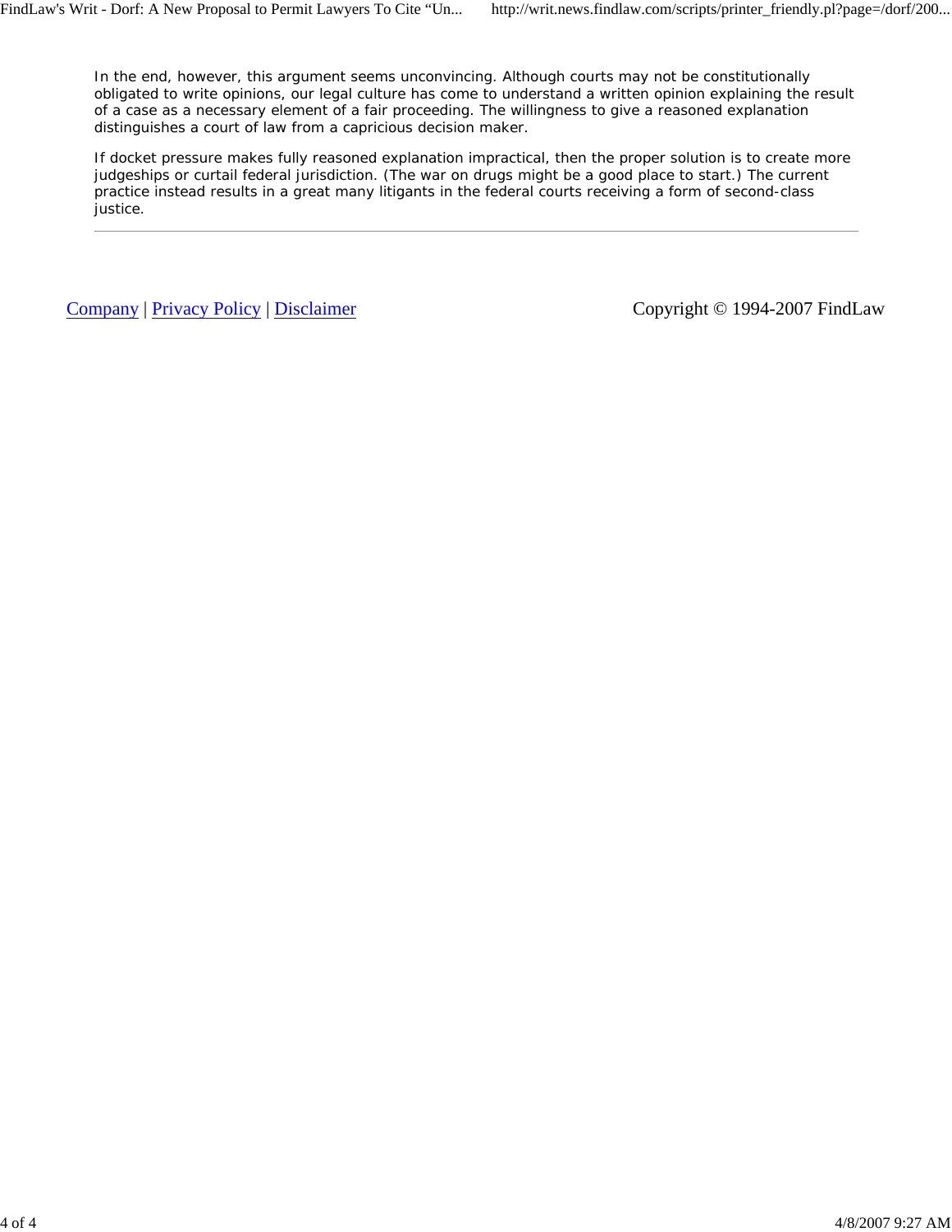In the end, however, this argument seems unconvincing. Although courts may not be constitutionally obligated to write opinions, our legal culture has come to understand a written opinion explaining the result of a case as a necessary element of a fair proceeding. The willingness to give a reasoned explanation distinguishes a court of law from a capricious decision maker.

If docket pressure makes fully reasoned explanation impractical, then the proper solution is to create more judgeships or curtail federal jurisdiction. (The war on drugs might be a good place to start.) The current practice instead results in a great many litigants in the federal courts receiving a form of second-class justice.

---

Company | Privacy Policy | Disclaimer

Copyright © 1994-2007 FindLaw